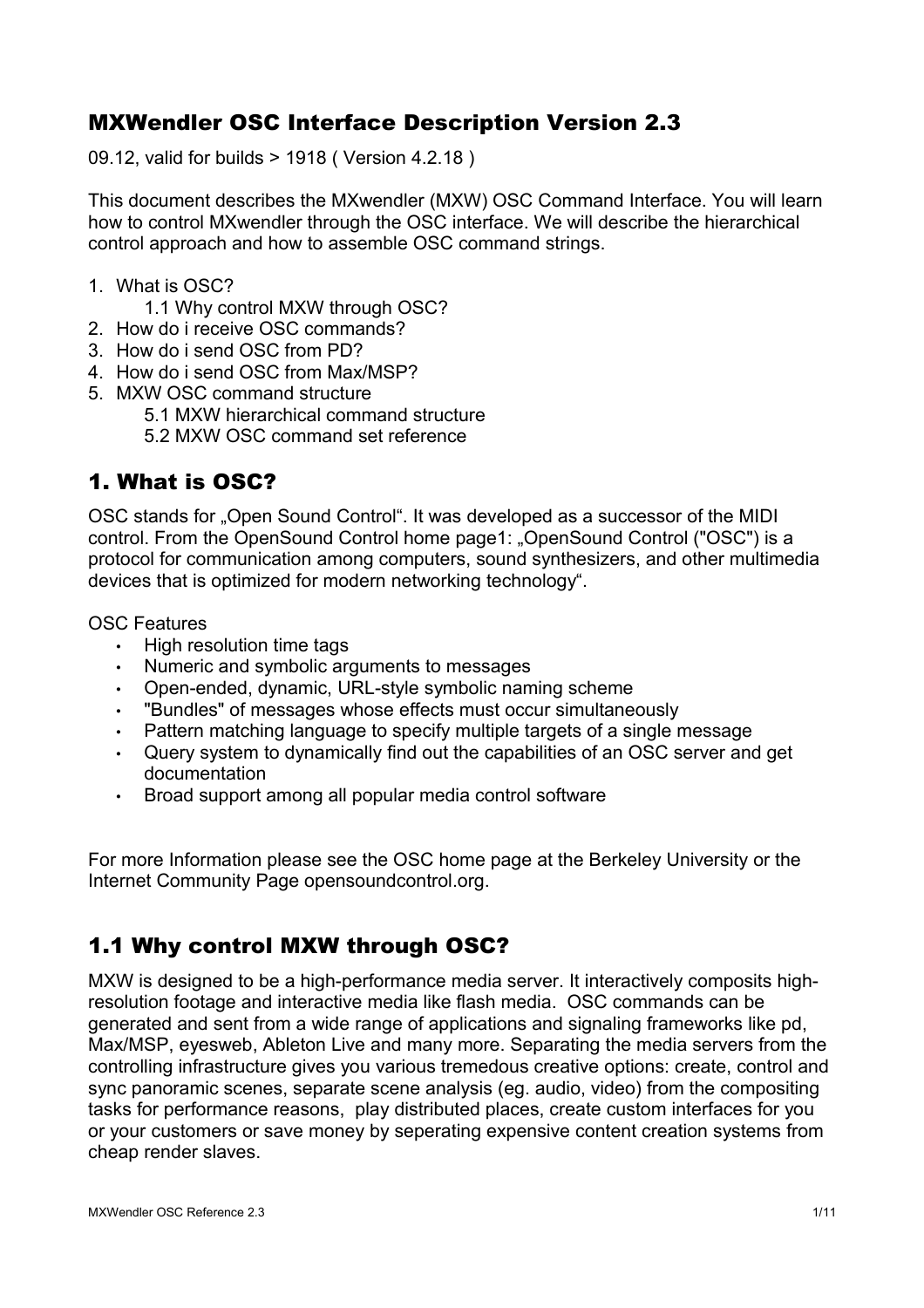# MXWendler OSC Interface Description Version 2.3

09.12, valid for builds > 1918 ( Version 4.2.18 )

This document describes the MXwendler (MXW) OSC Command Interface. You will learn how to control MXwendler through the OSC interface. We will describe the hierarchical control approach and how to assemble OSC command strings.

1. What is OSC?
    1.1 Why control MXW through OSC?
2. How do i receive OSC commands?
3. How do i send OSC from PD?
4. How do i send OSC from Max/MSP?
5. MXW OSC command structure
    5.1 MXW hierarchical command structure
    5.2 MXW OSC command set reference

## 1. What is OSC?

OSC stands for „Open Sound Control". It was developed as a successor of the MIDI control. From the OpenSound Control home page1: „OpenSound Control ("OSC") is a protocol for communication among computers, sound synthesizers, and other multimedia devices that is optimized for modern networking technology".

OSC Features

- High resolution time tags
- Numeric and symbolic arguments to messages
- Open-ended, dynamic, URL-style symbolic naming scheme
- "Bundles" of messages whose effects must occur simultaneously
- Pattern matching language to specify multiple targets of a single message
- Query system to dynamically find out the capabilities of an OSC server and get documentation
- Broad support among all popular media control software

For more Information please see the OSC home page at the Berkeley University or the Internet Community Page opensoundcontrol.org.

## 1.1 Why control MXW through OSC?

MXW is designed to be a high-performance media server. It interactively composits high-resolution footage and interactive media like flash media. OSC commands can be generated and sent from a wide range of applications and signaling frameworks like pd, Max/MSP, eyesweb, Ableton Live and many more. Separating the media servers from the controlling infrastructure gives you various tremedous creative options: create, control and sync panoramic scenes, separate scene analysis (eg. audio, video) from the compositing tasks for performance reasons, play distributed places, create custom interfaces for you or your customers or save money by seperating expensive content creation systems from cheap render slaves.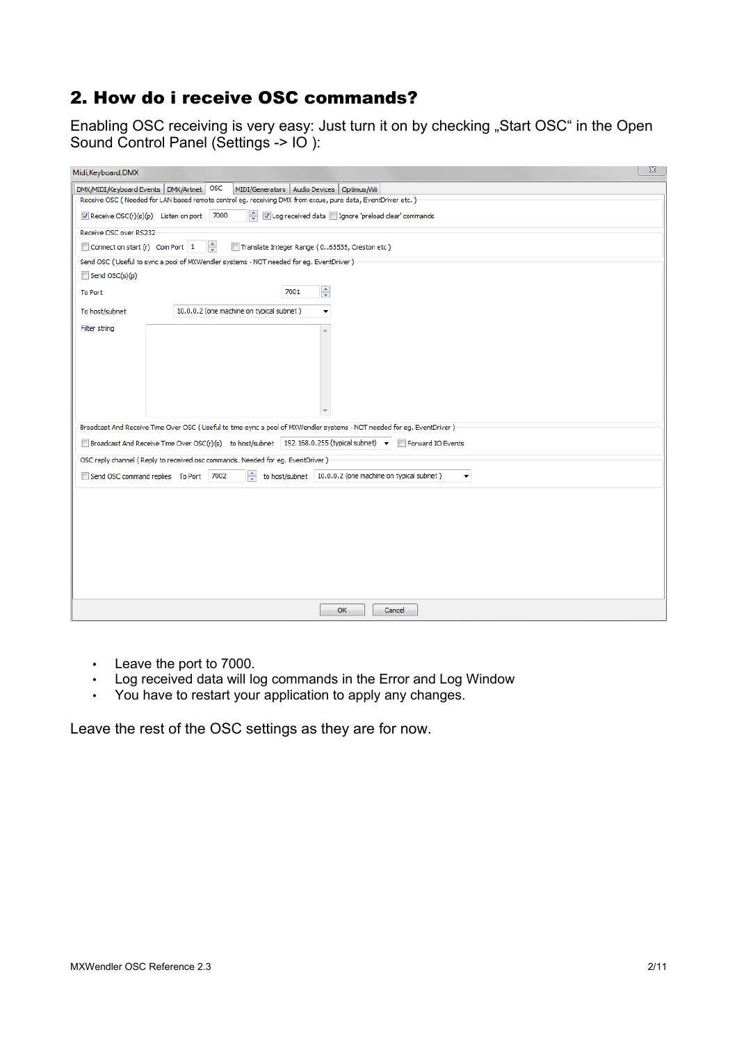## 2. How do i receive OSC commands?

Enabling OSC receiving is very easy: Just turn it on by checking „Start OSC“ in the Open Sound Control Panel (Settings -> IO ):

- Leave the port to 7000.
- Log received data will log commands in the Error and Log Window
- You have to restart your application to apply any changes.

Leave the rest of the OSC settings as they are for now.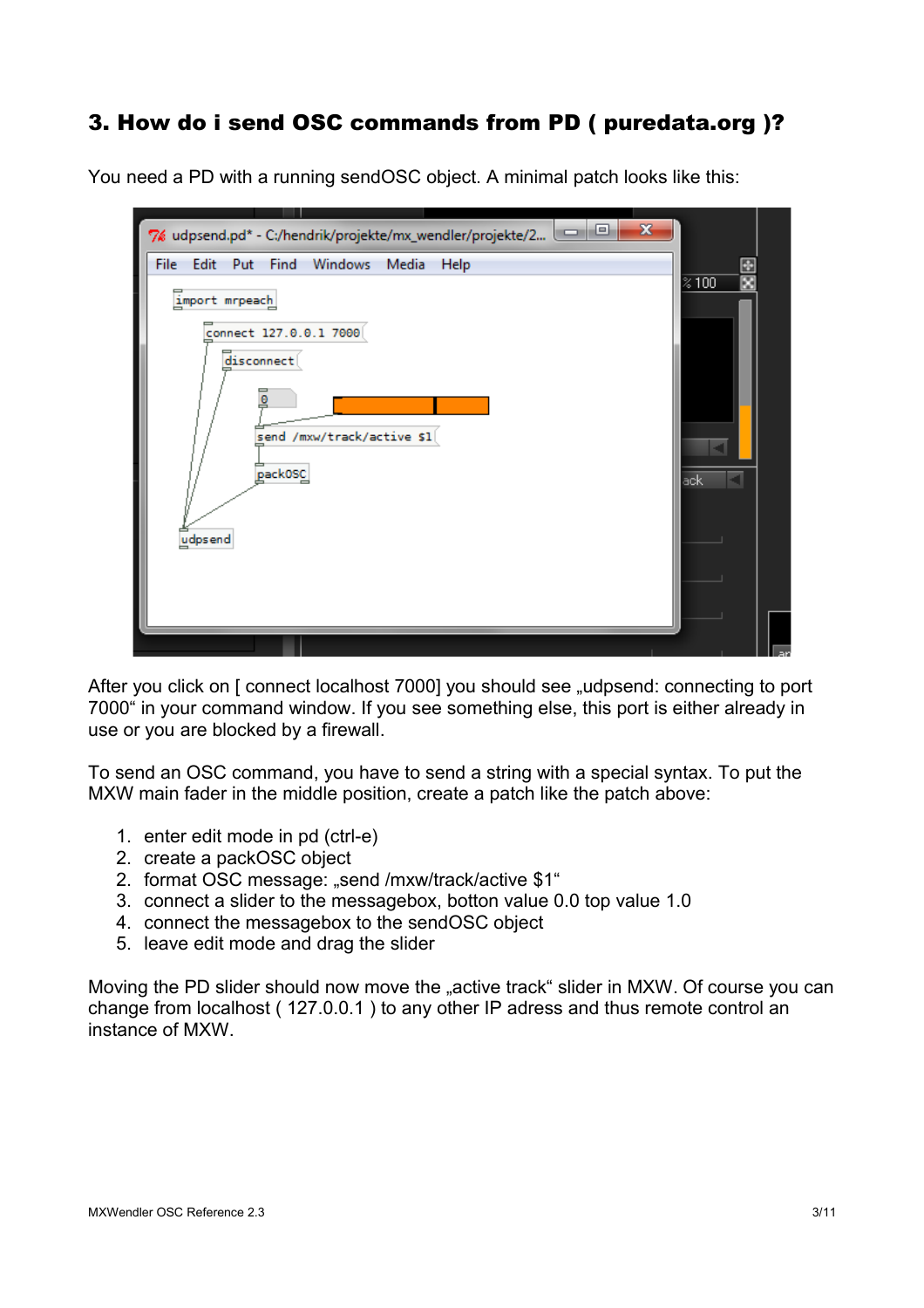## 3. How do i send OSC commands from PD ( puredata.org )?

You need a PD with a running sendOSC object. A minimal patch looks like this:

After you click on [ connect localhost 7000] you should see „udpsend: connecting to port 7000“ in your command window. If you see something else, this port is either already in use or you are blocked by a firewall.

To send an OSC command, you have to send a string with a special syntax. To put the MXW main fader in the middle position, create a patch like the patch above:

1. enter edit mode in pd (ctrl-e)
2. create a packOSC object
2. format OSC message: „send /mxw/track/active $1“
3. connect a slider to the messagebox, botton value 0.0 top value 1.0
4. connect the messagebox to the sendOSC object
5. leave edit mode and drag the slider

Moving the PD slider should now move the „active track“ slider in MXW. Of course you can change from localhost ( 127.0.0.1 ) to any other IP adress and thus remote control an instance of MXW.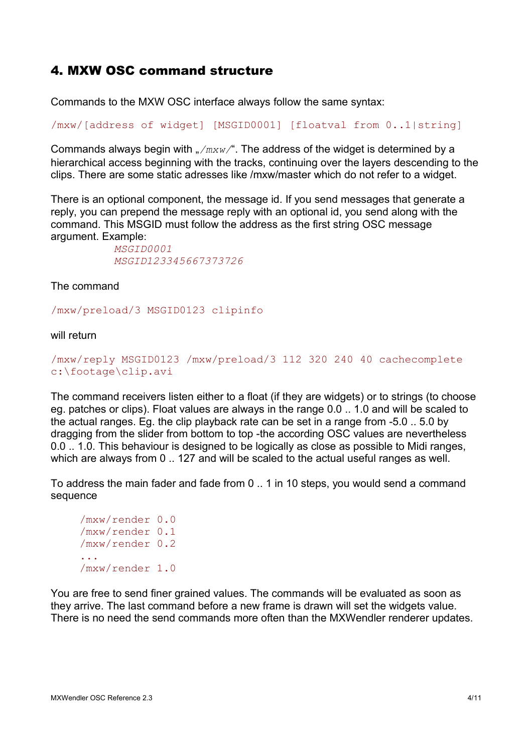## 4. MXW OSC command structure

Commands to the MXW OSC interface always follow the same syntax:

```
/mxw/[address of widget] [MSGID0001] [floatval from 0..1|string]
```

Commands always begin with „*/mxw/*“. The address of the widget is determined by a hierarchical access beginning with the tracks, continuing over the layers descending to the clips. There are some static adresses like /mxw/master which do not refer to a widget.

There is an optional component, the message id. If you send messages that generate a reply, you can prepend the message reply with an optional id, you send along with the command. This MSGID must follow the address as the first string OSC message argument. Example:

*MSGID0001*
*MSGID123345667373726*

The command

```
/mxw/preload/3 MSGID0123 clipinfo
```

will return

```
/mxw/reply MSGID0123 /mxw/preload/3 112 320 240 40 cachecomplete
c:\footage\clip.avi
```

The command receivers listen either to a float (if they are widgets) or to strings (to choose eg. patches or clips). Float values are always in the range 0.0 .. 1.0 and will be scaled to the actual ranges. Eg. the clip playback rate can be set in a range from -5.0 .. 5.0 by dragging from the slider from bottom to top -the according OSC values are nevertheless 0.0 .. 1.0. This behaviour is designed to be logically as close as possible to Midi ranges, which are always from 0 .. 127 and will be scaled to the actual useful ranges as well.

To address the main fader and fade from 0 .. 1 in 10 steps, you would send a command sequence

```
/mxw/render 0.0
/mxw/render 0.1
/mxw/render 0.2
...
/mxw/render 1.0
```

You are free to send finer grained values. The commands will be evaluated as soon as they arrive. The last command before a new frame is drawn will set the widgets value. There is no need the send commands more often than the MXWendler renderer updates.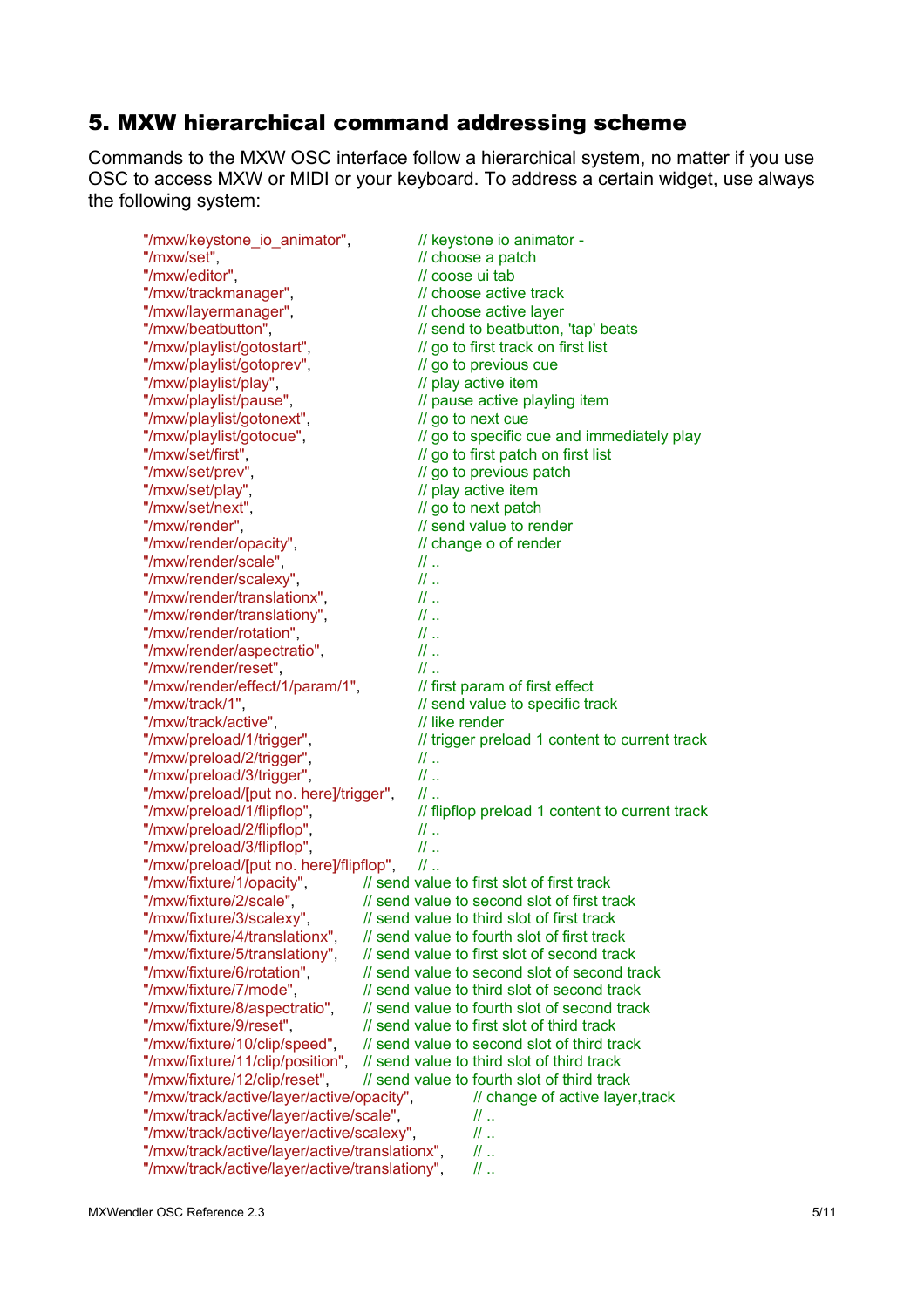## 5. MXW hierarchical command addressing scheme

Commands to the MXW OSC interface follow a hierarchical system, no matter if you use OSC to access MXW or MIDI or your keyboard. To address a certain widget, use always the following system:

```
"/mxw/keystone_io_animator",              // keystone io animator -
"/mxw/set",                               // choose a patch
"/mxw/editor",                            // coose ui tab
"/mxw/trackmanager",                      // choose active track
"/mxw/layermanager",                      // choose active layer
"/mxw/beatbutton",                        // send to beatbutton, 'tap' beats
"/mxw/playlist/gotostart",                // go to first track on first list
"/mxw/playlist/gotoprev",                 // go to previous cue
"/mxw/playlist/play",                     // play active item
"/mxw/playlist/pause",                    // pause active playling item
"/mxw/playlist/gotonext",                 // go to next cue
"/mxw/playlist/gotocue",                  // go to specific cue and immediately play
"/mxw/set/first",                         // go to first patch on first list
"/mxw/set/prev",                          // go to previous patch
"/mxw/set/play",                          // play active item
"/mxw/set/next",                          // go to next patch
"/mxw/render",                            // send value to render
"/mxw/render/opacity",                    // change o of render
"/mxw/render/scale",                      // ..
"/mxw/render/scalexy",                    // ..
"/mxw/render/translationx",               // ..
"/mxw/render/translationy",               // ..
"/mxw/render/rotation",                   // ..
"/mxw/render/aspectratio",                // ..
"/mxw/render/reset",                      // ..
"/mxw/render/effect/1/param/1",           // first param of first effect
"/mxw/track/1",                           // send value to specific track
"/mxw/track/active",                      // like render
"/mxw/preload/1/trigger",                 // trigger preload 1 content to current track
"/mxw/preload/2/trigger",                 // ..
"/mxw/preload/3/trigger",                 // ..
"/mxw/preload/[put no. here]/trigger",    // ..
"/mxw/preload/1/flipflop",                // flipflop preload 1 content to current track
"/mxw/preload/2/flipflop",                // ..
"/mxw/preload/3/flipflop",                // ..
"/mxw/preload/[put no. here]/flipflop",   // ..
"/mxw/fixture/1/opacity",            // send value to first slot of first track
"/mxw/fixture/2/scale",              // send value to second slot of first track
"/mxw/fixture/3/scalexy",            // send value to third slot of first track
"/mxw/fixture/4/translationx",       // send value to fourth slot of first track
"/mxw/fixture/5/translationy",       // send value to first slot of second track
"/mxw/fixture/6/rotation",           // send value to second slot of second track
"/mxw/fixture/7/mode",               // send value to third slot of second track
"/mxw/fixture/8/aspectratio",        // send value to fourth slot of second track
"/mxw/fixture/9/reset",              // send value to first slot of third track
"/mxw/fixture/10/clip/speed",        // send value to second slot of third track
"/mxw/fixture/11/clip/position",     // send value to third slot of third track
"/mxw/fixture/12/clip/reset",        // send value to fourth slot of third track
"/mxw/track/active/layer/active/opacity",          // change of active layer,track
"/mxw/track/active/layer/active/scale",            // ..
"/mxw/track/active/layer/active/scalexy",          // ..
"/mxw/track/active/layer/active/translationx",     // ..
"/mxw/track/active/layer/active/translationy",     // ..
```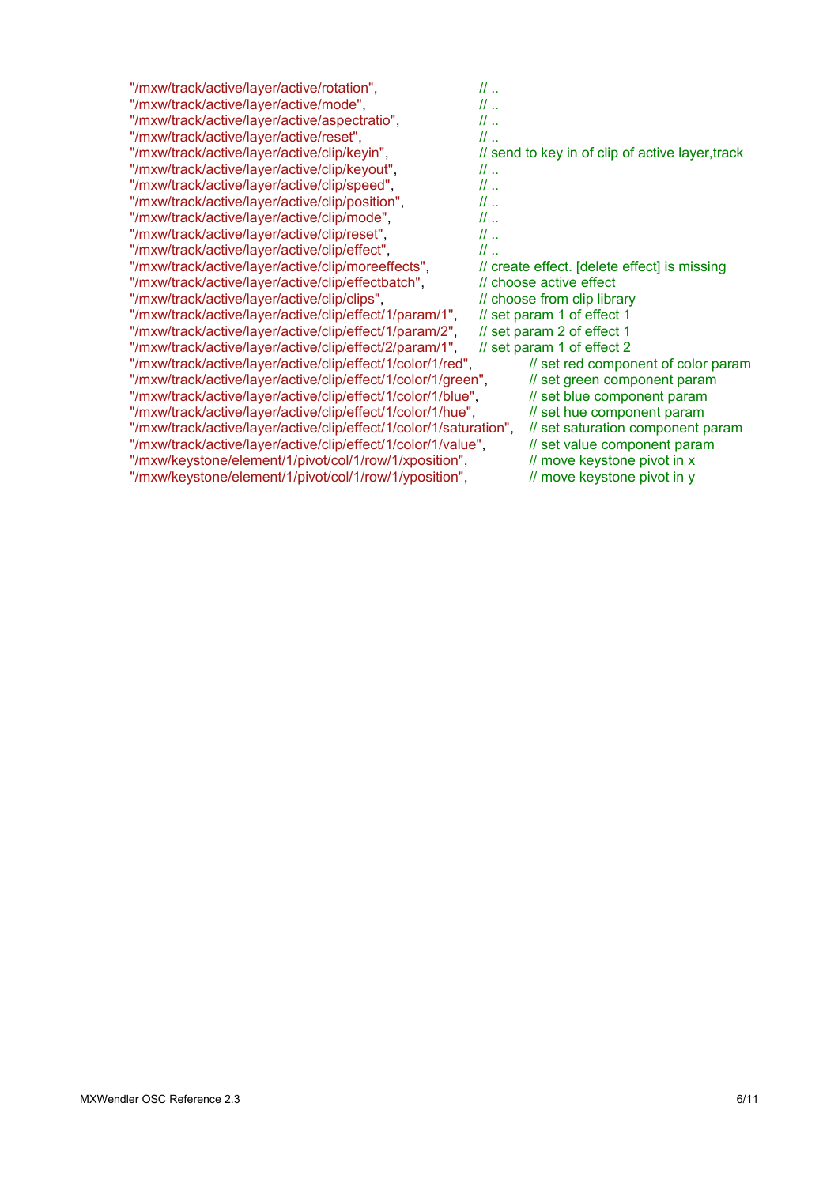```
"/mxw/track/active/layer/active/rotation",                  // ..
"/mxw/track/active/layer/active/mode",                      // ..
"/mxw/track/active/layer/active/aspectratio",               // ..
"/mxw/track/active/layer/active/reset",                     // ..
"/mxw/track/active/layer/active/clip/keyin",                // send to key in of clip of active layer,track
"/mxw/track/active/layer/active/clip/keyout",               // ..
"/mxw/track/active/layer/active/clip/speed",                // ..
"/mxw/track/active/layer/active/clip/position",             // ..
"/mxw/track/active/layer/active/clip/mode",                 // ..
"/mxw/track/active/layer/active/clip/reset",                // ..
"/mxw/track/active/layer/active/clip/effect",               // ..
"/mxw/track/active/layer/active/clip/moreeffects",          // create effect. [delete effect] is missing
"/mxw/track/active/layer/active/clip/effectbatch",          // choose active effect
"/mxw/track/active/layer/active/clip/clips",                // choose from clip library
"/mxw/track/active/layer/active/clip/effect/1/param/1",     // set param 1 of effect 1
"/mxw/track/active/layer/active/clip/effect/1/param/2",     // set param 2 of effect 1
"/mxw/track/active/layer/active/clip/effect/2/param/1",     // set param 1 of effect 2
"/mxw/track/active/layer/active/clip/effect/1/color/1/red",         // set red component of color param
"/mxw/track/active/layer/active/clip/effect/1/color/1/green",       // set green component param
"/mxw/track/active/layer/active/clip/effect/1/color/1/blue",        // set blue component param
"/mxw/track/active/layer/active/clip/effect/1/color/1/hue",         // set hue component param
"/mxw/track/active/layer/active/clip/effect/1/color/1/saturation",  // set saturation component param
"/mxw/track/active/layer/active/clip/effect/1/color/1/value",       // set value component param
"/mxw/keystone/element/1/pivot/col/1/row/1/xposition",              // move keystone pivot in x
"/mxw/keystone/element/1/pivot/col/1/row/1/yposition",              // move keystone pivot in y
```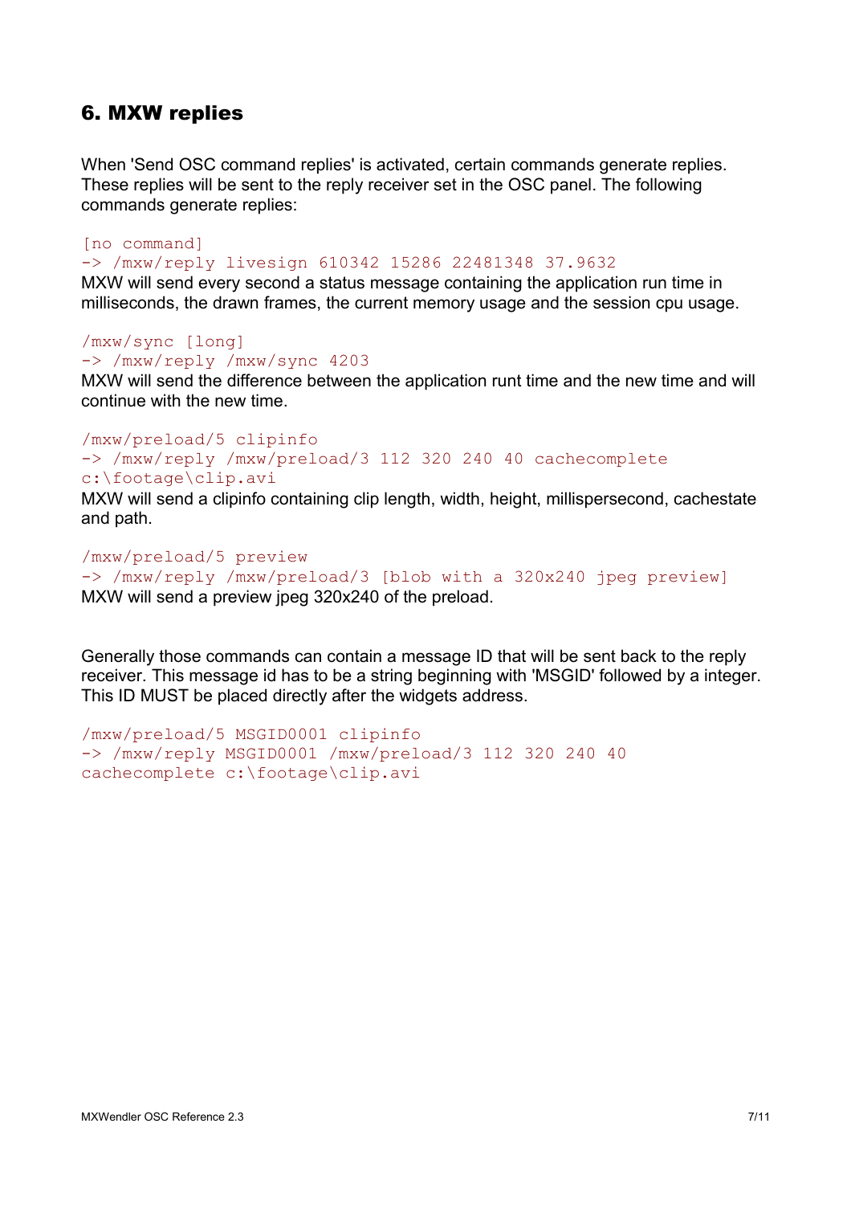## 6. MXW replies

When 'Send OSC command replies' is activated, certain commands generate replies. These replies will be sent to the reply receiver set in the OSC panel. The following commands generate replies:

```
[no command]
-> /mxw/reply livesign 610342 15286 22481348 37.9632
```

MXW will send every second a status message containing the application run time in milliseconds, the drawn frames, the current memory usage and the session cpu usage.

```
/mxw/sync [long]
-> /mxw/reply /mxw/sync 4203
```

MXW will send the difference between the application runt time and the new time and will continue with the new time.

```
/mxw/preload/5 clipinfo
-> /mxw/reply /mxw/preload/3 112 320 240 40 cachecomplete
c:\footage\clip.avi
```

MXW will send a clipinfo containing clip length, width, height, millispersecond, cachestate and path.

```
/mxw/preload/5 preview
-> /mxw/reply /mxw/preload/3 [blob with a 320x240 jpeg preview]
```

MXW will send a preview jpeg 320x240 of the preload.

Generally those commands can contain a message ID that will be sent back to the reply receiver. This message id has to be a string beginning with 'MSGID' followed by a integer. This ID MUST be placed directly after the widgets address.

```
/mxw/preload/5 MSGID0001 clipinfo
-> /mxw/reply MSGID0001 /mxw/preload/3 112 320 240 40
cachecomplete c:\footage\clip.avi
```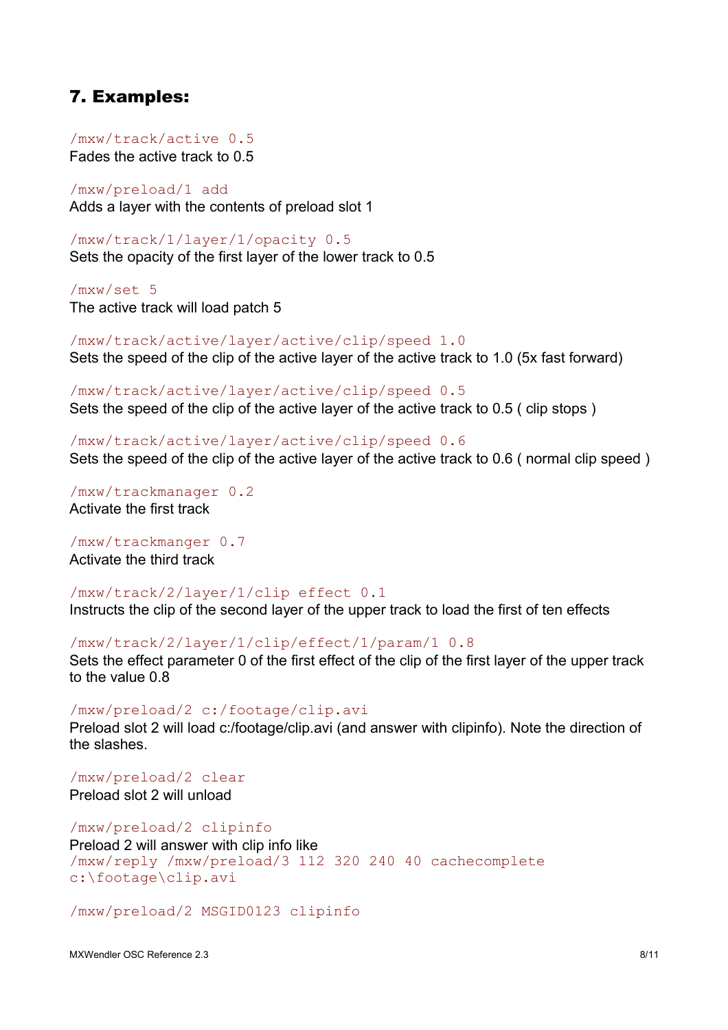## 7. Examples:

`/mxw/track/active 0.5`
Fades the active track to 0.5

`/mxw/preload/1 add`
Adds a layer with the contents of preload slot 1

`/mxw/track/1/layer/1/opacity 0.5`
Sets the opacity of the first layer of the lower track to 0.5

`/mxw/set 5`
The active track will load patch 5

`/mxw/track/active/layer/active/clip/speed 1.0`
Sets the speed of the clip of the active layer of the active track to 1.0 (5x fast forward)

`/mxw/track/active/layer/active/clip/speed 0.5`
Sets the speed of the clip of the active layer of the active track to 0.5 ( clip stops )

`/mxw/track/active/layer/active/clip/speed 0.6`
Sets the speed of the clip of the active layer of the active track to 0.6 ( normal clip speed )

`/mxw/trackmanager 0.2`
Activate the first track

`/mxw/trackmanger 0.7`
Activate the third track

`/mxw/track/2/layer/1/clip effect 0.1`
Instructs the clip of the second layer of the upper track to load the first of ten effects

`/mxw/track/2/layer/1/clip/effect/1/param/1 0.8`
Sets the effect parameter 0 of the first effect of the clip of the first layer of the upper track to the value 0.8

`/mxw/preload/2 c:/footage/clip.avi`
Preload slot 2 will load c:/footage/clip.avi (and answer with clipinfo). Note the direction of the slashes.

`/mxw/preload/2 clear`
Preload slot 2 will unload

`/mxw/preload/2 clipinfo`
Preload 2 will answer with clip info like

```
/mxw/reply /mxw/preload/3 112 320 240 40 cachecomplete
c:\footage\clip.avi
```

`/mxw/preload/2 MSGID0123 clipinfo`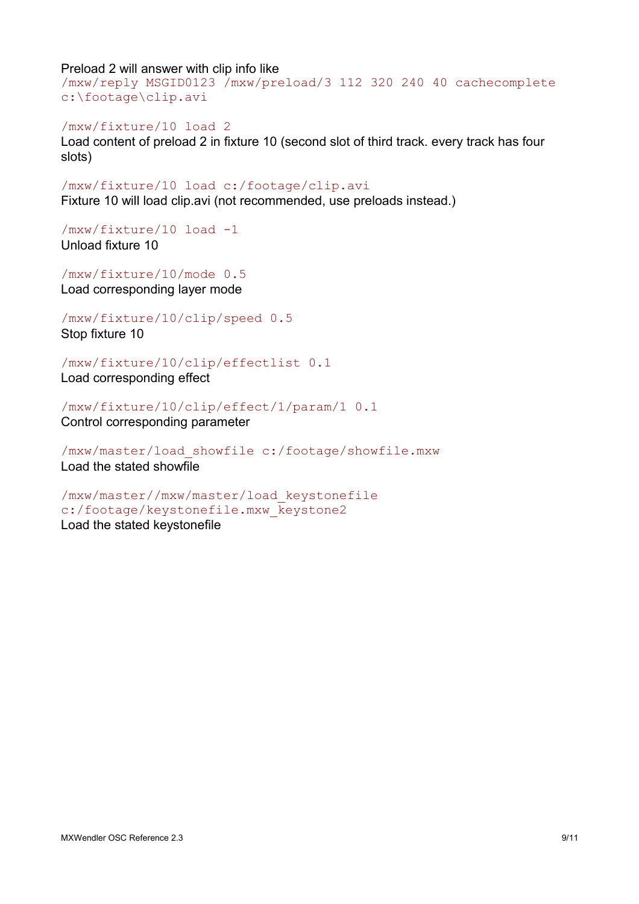Preload 2 will answer with clip info like

```
/mxw/reply MSGID0123 /mxw/preload/3 112 320 240 40 cachecomplete
c:\footage\clip.avi
```

```
/mxw/fixture/10 load 2
```

Load content of preload 2 in fixture 10 (second slot of third track. every track has four slots)

```
/mxw/fixture/10 load c:/footage/clip.avi
```

Fixture 10 will load clip.avi (not recommended, use preloads instead.)

```
/mxw/fixture/10 load -1
```

Unload fixture 10

```
/mxw/fixture/10/mode 0.5
```

Load corresponding layer mode

```
/mxw/fixture/10/clip/speed 0.5
```

Stop fixture 10

```
/mxw/fixture/10/clip/effectlist 0.1
```

Load corresponding effect

```
/mxw/fixture/10/clip/effect/1/param/1 0.1
```

Control corresponding parameter

```
/mxw/master/load_showfile c:/footage/showfile.mxw
```

Load the stated showfile

```
/mxw/master//mxw/master/load_keystonefile
c:/footage/keystonefile.mxw_keystone2
```

Load the stated keystonefile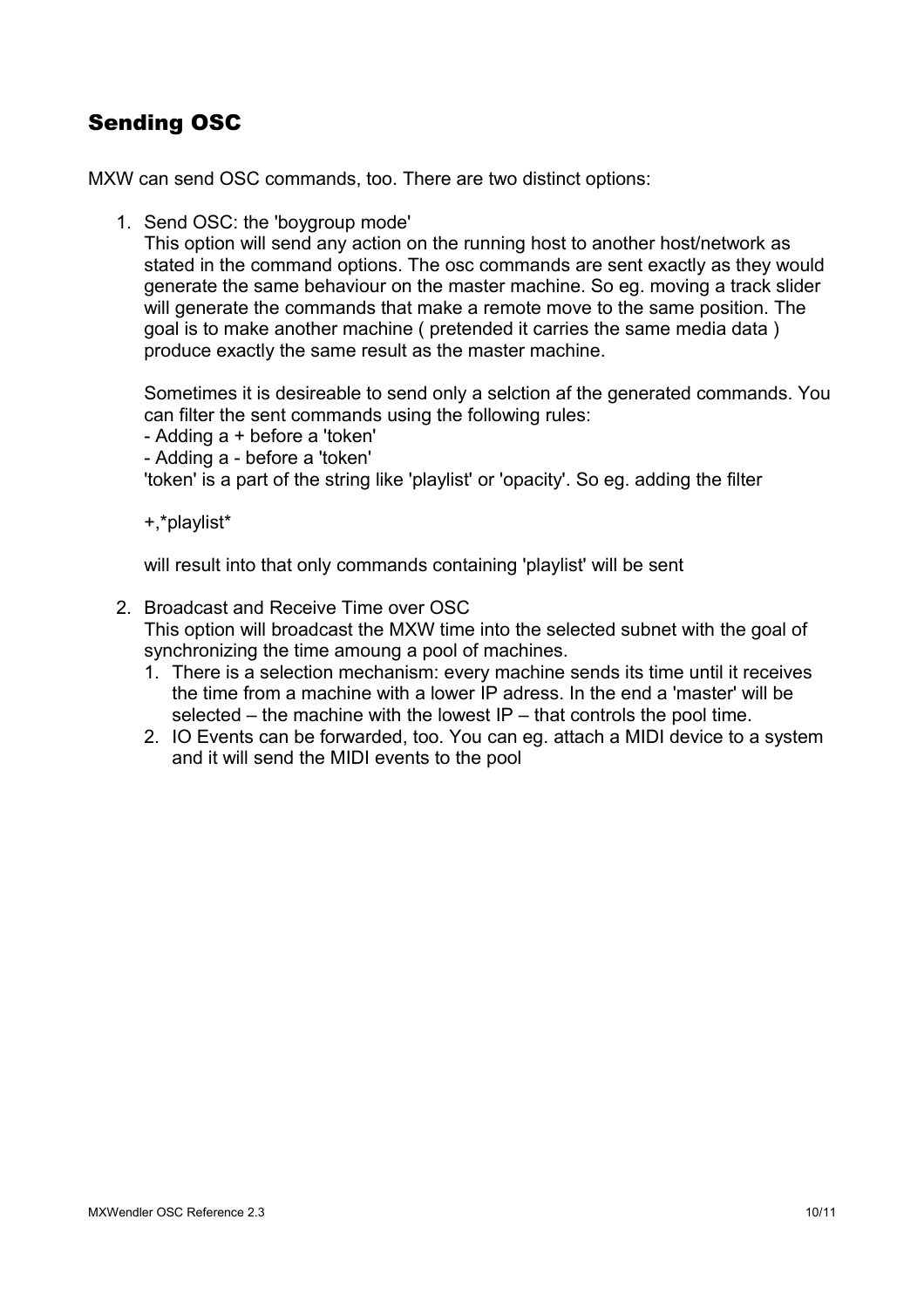## Sending OSC

MXW can send OSC commands, too. There are two distinct options:

1. Send OSC: the 'boygroup mode'
   This option will send any action on the running host to another host/network as stated in the command options. The osc commands are sent exactly as they would generate the same behaviour on the master machine. So eg. moving a track slider will generate the commands that make a remote move to the same position. The goal is to make another machine ( pretended it carries the same media data ) produce exactly the same result as the master machine.

   Sometimes it is desireable to send only a selction af the generated commands. You can filter the sent commands using the following rules:
   - Adding a + before a 'token'
   - Adding a - before a 'token'
   'token' is a part of the string like 'playlist' or 'opacity'. So eg. adding the filter

   +,*playlist*

   will result into that only commands containing 'playlist' will be sent

2. Broadcast and Receive Time over OSC
   This option will broadcast the MXW time into the selected subnet with the goal of synchronizing the time amoung a pool of machines.
   1. There is a selection mechanism: every machine sends its time until it receives the time from a machine with a lower IP adress. In the end a 'master' will be selected – the machine with the lowest IP – that controls the pool time.
   2. IO Events can be forwarded, too. You can eg. attach a MIDI device to a system and it will send the MIDI events to the pool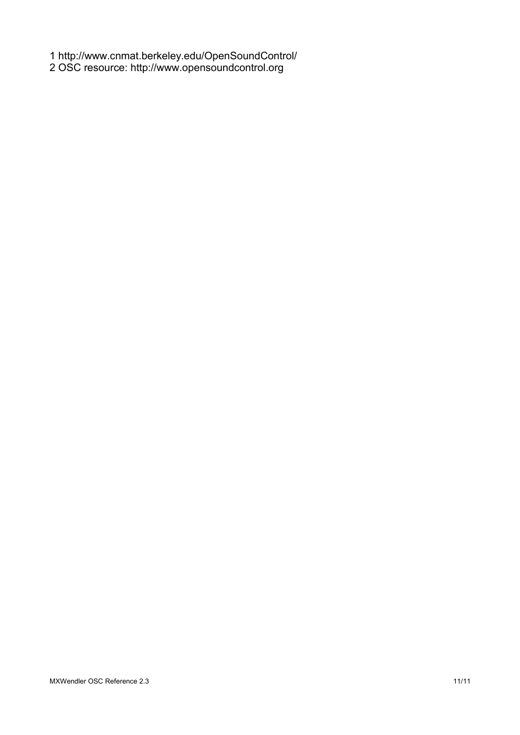1 http://www.cnmat.berkeley.edu/OpenSoundControl/

2 OSC resource: http://www.opensoundcontrol.org